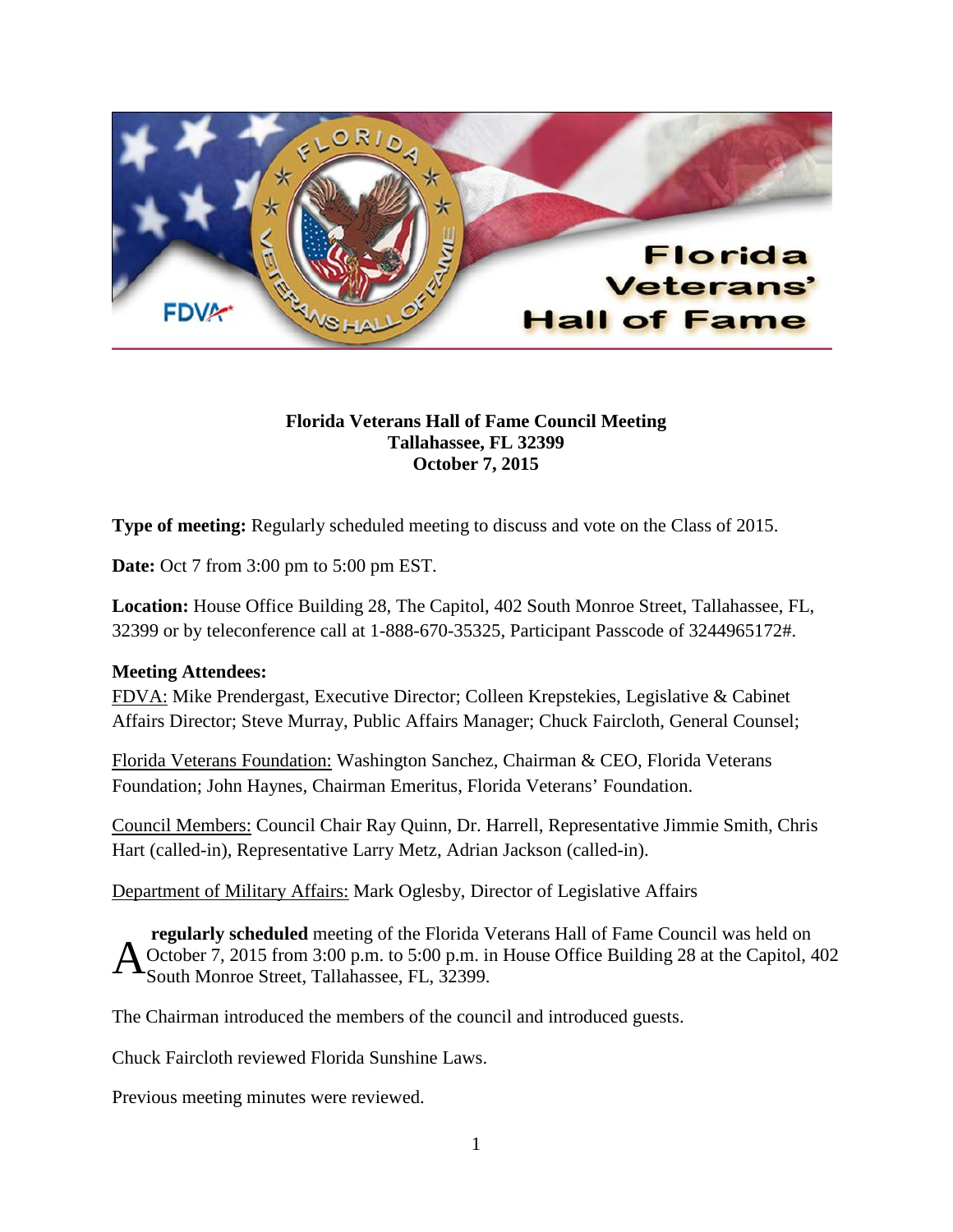**Florida Veterans Hall of Fame Council Meeting**
**Tallahassee, FL 32399**
**October 7, 2015**

**Type of meeting:** Regularly scheduled meeting to discuss and vote on the Class of 2015.

**Date:** Oct 7 from 3:00 pm to 5:00 pm EST.

**Location:** House Office Building 28, The Capitol, 402 South Monroe Street, Tallahassee, FL, 32399 or by teleconference call at 1-888-670-35325, Participant Passcode of 3244965172#.

**Meeting Attendees:**

FDVA: Mike Prendergast, Executive Director; Colleen Krepstekies, Legislative & Cabinet Affairs Director; Steve Murray, Public Affairs Manager; Chuck Faircloth, General Counsel;

Florida Veterans Foundation: Washington Sanchez, Chairman & CEO, Florida Veterans Foundation; John Haynes, Chairman Emeritus, Florida Veterans' Foundation.

Council Members: Council Chair Ray Quinn, Dr. Harrell, Representative Jimmie Smith, Chris Hart (called-in), Representative Larry Metz, Adrian Jackson (called-in).

Department of Military Affairs: Mark Oglesby, Director of Legislative Affairs

A **regularly scheduled** meeting of the Florida Veterans Hall of Fame Council was held on October 7, 2015 from 3:00 p.m. to 5:00 p.m. in House Office Building 28 at the Capitol, 402 South Monroe Street, Tallahassee, FL, 32399.

The Chairman introduced the members of the council and introduced guests.

Chuck Faircloth reviewed Florida Sunshine Laws.

Previous meeting minutes were reviewed.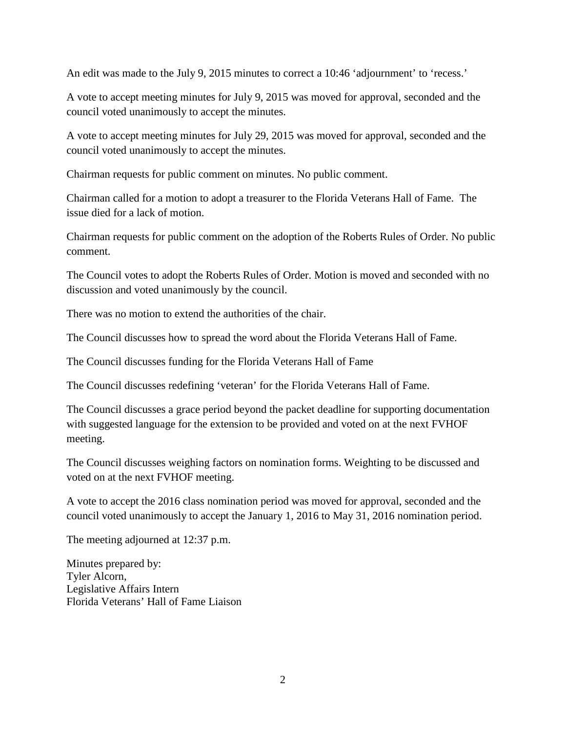An edit was made to the July 9, 2015 minutes to correct a 10:46 'adjournment' to 'recess.'

A vote to accept meeting minutes for July 9, 2015 was moved for approval, seconded and the council voted unanimously to accept the minutes.

A vote to accept meeting minutes for July 29, 2015 was moved for approval, seconded and the council voted unanimously to accept the minutes.

Chairman requests for public comment on minutes. No public comment.

Chairman called for a motion to adopt a treasurer to the Florida Veterans Hall of Fame. The issue died for a lack of motion.

Chairman requests for public comment on the adoption of the Roberts Rules of Order. No public comment.

The Council votes to adopt the Roberts Rules of Order. Motion is moved and seconded with no discussion and voted unanimously by the council.

There was no motion to extend the authorities of the chair.

The Council discusses how to spread the word about the Florida Veterans Hall of Fame.

The Council discusses funding for the Florida Veterans Hall of Fame

The Council discusses redefining 'veteran' for the Florida Veterans Hall of Fame.

The Council discusses a grace period beyond the packet deadline for supporting documentation with suggested language for the extension to be provided and voted on at the next FVHOF meeting.

The Council discusses weighing factors on nomination forms. Weighting to be discussed and voted on at the next FVHOF meeting.

A vote to accept the 2016 class nomination period was moved for approval, seconded and the council voted unanimously to accept the January 1, 2016 to May 31, 2016 nomination period.

The meeting adjourned at 12:37 p.m.

Minutes prepared by:
Tyler Alcorn,
Legislative Affairs Intern
Florida Veterans' Hall of Fame Liaison